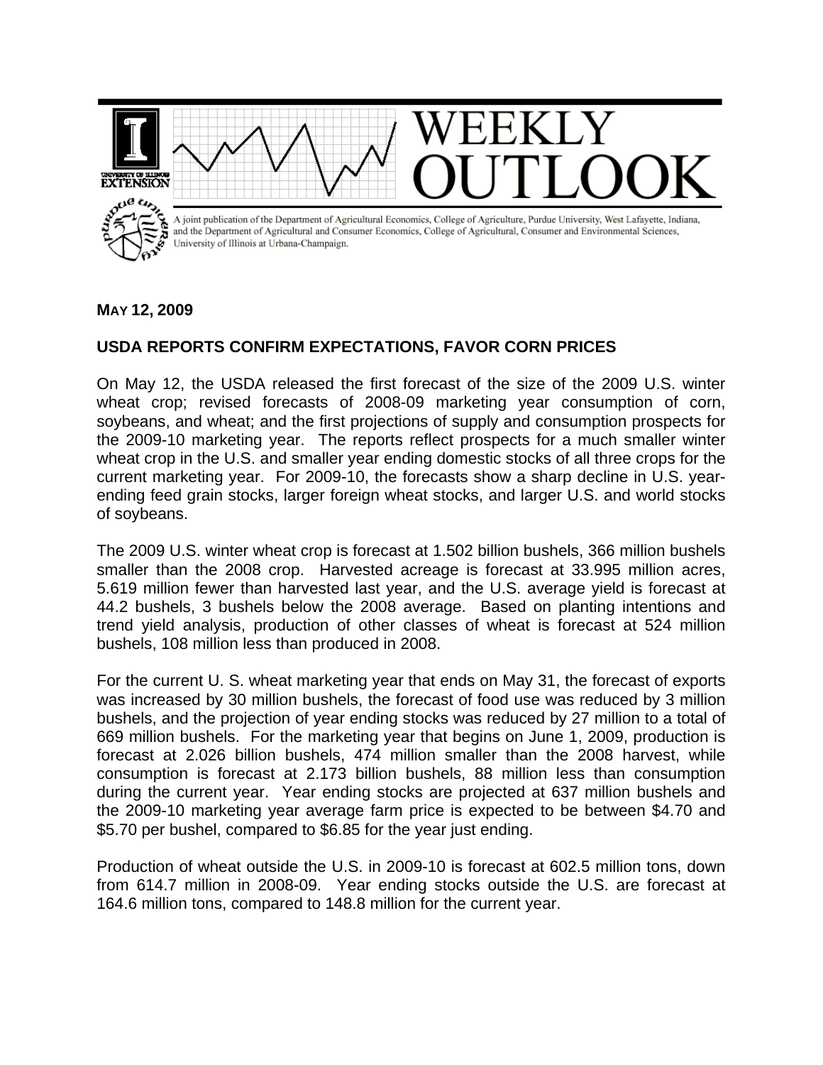# WEEKLY OUTLOOK

A joint publication of the Department of Agricultural Economics, College of Agriculture, Purdue University, West Lafayette, Indiana, and the Department of Agricultural and Consumer Economics, College of Agricultural, Consumer and Environmental Sciences, University of Illinois at Urbana-Champaign.

**MAY 12, 2009**

## USDA REPORTS CONFIRM EXPECTATIONS, FAVOR CORN PRICES

On May 12, the USDA released the first forecast of the size of the 2009 U.S. winter wheat crop; revised forecasts of 2008-09 marketing year consumption of corn, soybeans, and wheat; and the first projections of supply and consumption prospects for the 2009-10 marketing year. The reports reflect prospects for a much smaller winter wheat crop in the U.S. and smaller year ending domestic stocks of all three crops for the current marketing year. For 2009-10, the forecasts show a sharp decline in U.S. year-ending feed grain stocks, larger foreign wheat stocks, and larger U.S. and world stocks of soybeans.

The 2009 U.S. winter wheat crop is forecast at 1.502 billion bushels, 366 million bushels smaller than the 2008 crop. Harvested acreage is forecast at 33.995 million acres, 5.619 million fewer than harvested last year, and the U.S. average yield is forecast at 44.2 bushels, 3 bushels below the 2008 average. Based on planting intentions and trend yield analysis, production of other classes of wheat is forecast at 524 million bushels, 108 million less than produced in 2008.

For the current U. S. wheat marketing year that ends on May 31, the forecast of exports was increased by 30 million bushels, the forecast of food use was reduced by 3 million bushels, and the projection of year ending stocks was reduced by 27 million to a total of 669 million bushels. For the marketing year that begins on June 1, 2009, production is forecast at 2.026 billion bushels, 474 million smaller than the 2008 harvest, while consumption is forecast at 2.173 billion bushels, 88 million less than consumption during the current year. Year ending stocks are projected at 637 million bushels and the 2009-10 marketing year average farm price is expected to be between $4.70 and $5.70 per bushel, compared to $6.85 for the year just ending.

Production of wheat outside the U.S. in 2009-10 is forecast at 602.5 million tons, down from 614.7 million in 2008-09. Year ending stocks outside the U.S. are forecast at 164.6 million tons, compared to 148.8 million for the current year.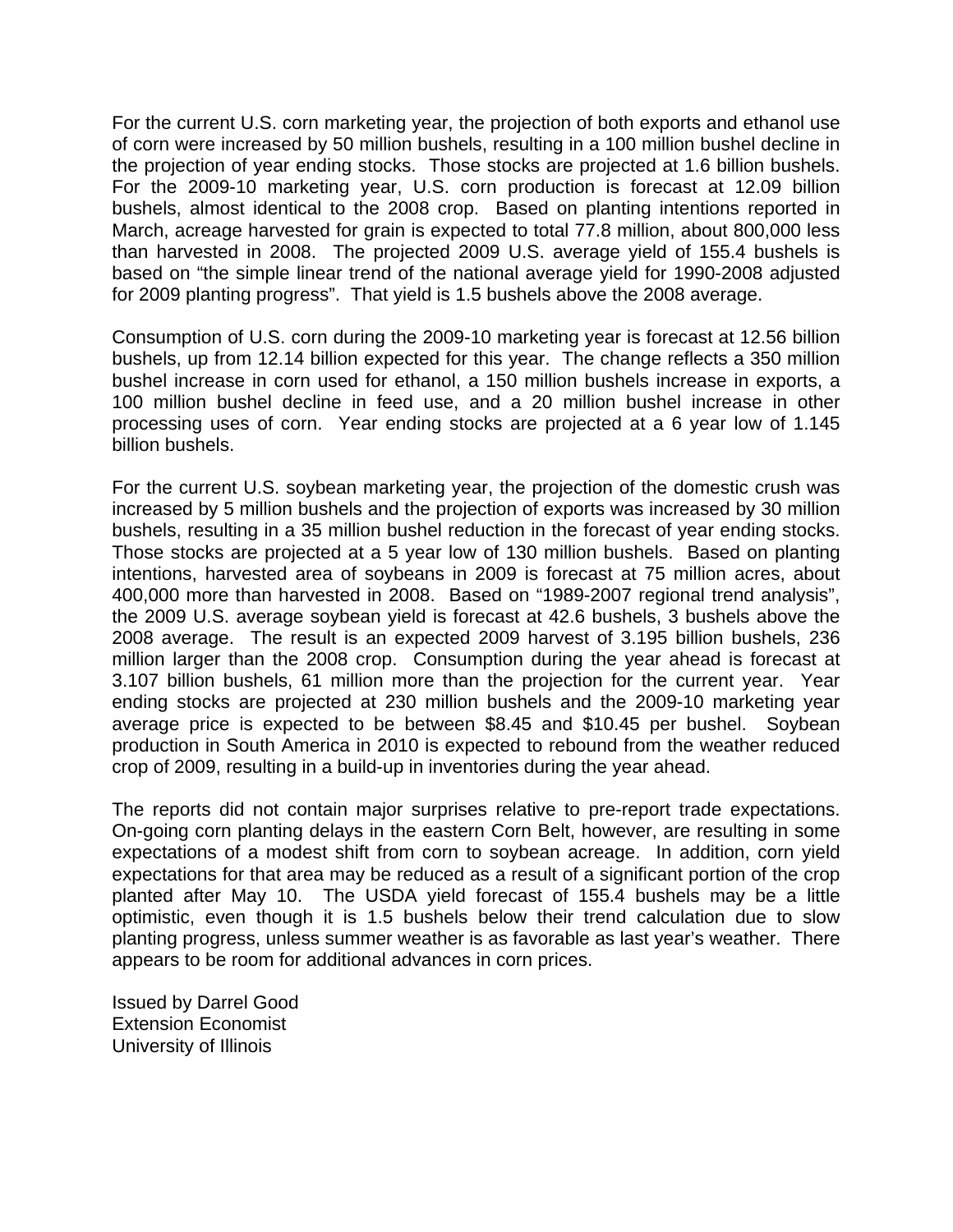For the current U.S. corn marketing year, the projection of both exports and ethanol use of corn were increased by 50 million bushels, resulting in a 100 million bushel decline in the projection of year ending stocks. Those stocks are projected at 1.6 billion bushels. For the 2009-10 marketing year, U.S. corn production is forecast at 12.09 billion bushels, almost identical to the 2008 crop. Based on planting intentions reported in March, acreage harvested for grain is expected to total 77.8 million, about 800,000 less than harvested in 2008. The projected 2009 U.S. average yield of 155.4 bushels is based on "the simple linear trend of the national average yield for 1990-2008 adjusted for 2009 planting progress". That yield is 1.5 bushels above the 2008 average.

Consumption of U.S. corn during the 2009-10 marketing year is forecast at 12.56 billion bushels, up from 12.14 billion expected for this year. The change reflects a 350 million bushel increase in corn used for ethanol, a 150 million bushels increase in exports, a 100 million bushel decline in feed use, and a 20 million bushel increase in other processing uses of corn. Year ending stocks are projected at a 6 year low of 1.145 billion bushels.

For the current U.S. soybean marketing year, the projection of the domestic crush was increased by 5 million bushels and the projection of exports was increased by 30 million bushels, resulting in a 35 million bushel reduction in the forecast of year ending stocks. Those stocks are projected at a 5 year low of 130 million bushels. Based on planting intentions, harvested area of soybeans in 2009 is forecast at 75 million acres, about 400,000 more than harvested in 2008. Based on "1989-2007 regional trend analysis", the 2009 U.S. average soybean yield is forecast at 42.6 bushels, 3 bushels above the 2008 average. The result is an expected 2009 harvest of 3.195 billion bushels, 236 million larger than the 2008 crop. Consumption during the year ahead is forecast at 3.107 billion bushels, 61 million more than the projection for the current year. Year ending stocks are projected at 230 million bushels and the 2009-10 marketing year average price is expected to be between $8.45 and $10.45 per bushel. Soybean production in South America in 2010 is expected to rebound from the weather reduced crop of 2009, resulting in a build-up in inventories during the year ahead.

The reports did not contain major surprises relative to pre-report trade expectations. On-going corn planting delays in the eastern Corn Belt, however, are resulting in some expectations of a modest shift from corn to soybean acreage. In addition, corn yield expectations for that area may be reduced as a result of a significant portion of the crop planted after May 10. The USDA yield forecast of 155.4 bushels may be a little optimistic, even though it is 1.5 bushels below their trend calculation due to slow planting progress, unless summer weather is as favorable as last year's weather. There appears to be room for additional advances in corn prices.

Issued by Darrel Good
Extension Economist
University of Illinois